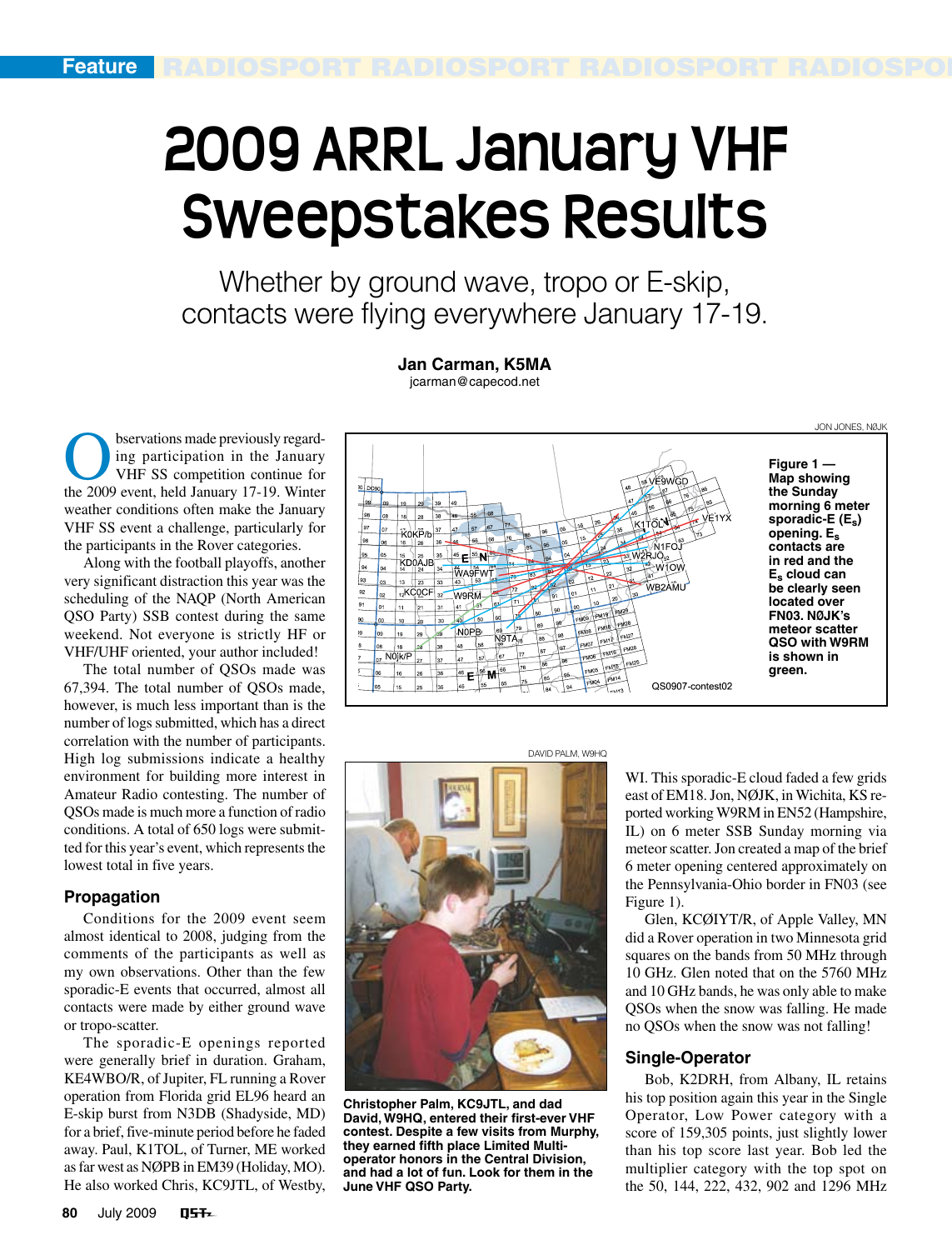# 2009 ARRL January VHF Sweepstakes Results

Whether by ground wave, tropo or E-skip, contacts were flying everywhere January 17-19.

**Jan Carman, K5MA**
jcarman@capecod.net

Observations made previously regarding participation in the January VHF SS competition continue for the 2009 event, held January 17-19. Winter weather conditions often make the January VHF SS event a challenge, particularly for the participants in the Rover categories.

Along with the football playoffs, another very significant distraction this year was the scheduling of the NAQP (North American QSO Party) SSB contest during the same weekend. Not everyone is strictly HF or VHF/UHF oriented, your author included!

The total number of QSOs made was 67,394. The total number of QSOs made, however, is much less important than is the number of logs submitted, which has a direct correlation with the number of participants. High log submissions indicate a healthy environment for building more interest in Amateur Radio contesting. The number of QSOs made is much more a function of radio conditions. A total of 650 logs were submitted for this year's event, which represents the lowest total in five years.

## Propagation

Conditions for the 2009 event seem almost identical to 2008, judging from the comments of the participants as well as my own observations. Other than the few sporadic-E events that occurred, almost all contacts were made by either ground wave or tropo-scatter.

The sporadic-E openings reported were generally brief in duration. Graham, KE4WBO/R, of Jupiter, FL running a Rover operation from Florida grid EL96 heard an E-skip burst from N3DB (Shadyside, MD) for a brief, five-minute period before he faded away. Paul, K1TOL, of Turner, ME worked as far west as NØPB in EM39 (Holiday, MO). He also worked Chris, KC9JTL, of Westby, WI. This sporadic-E cloud faded a few grids east of EM18. Jon, NØJK, in Wichita, KS reported working W9RM in EN52 (Hampshire, IL) on 6 meter SSB Sunday morning via meteor scatter. Jon created a map of the brief 6 meter opening centered approximately on the Pennsylvania-Ohio border in FN03 (see Figure 1).

JON JONES, NØJK

**Figure 1 — Map showing the Sunday morning 6 meter sporadic-E ($E_s$) opening. $E_s$ contacts are in red and the $E_s$ cloud can be clearly seen located over FN03. NØJK's meteor scatter QSO with W9RM is shown in green.**

DAVID PALM, W9HQ

**Christopher Palm, KC9JTL, and dad David, W9HQ, entered their first-ever VHF contest. Despite a few visits from Murphy, they earned fifth place Limited Multi-operator honors in the Central Division, and had a lot of fun. Look for them in the June VHF QSO Party.**

Glen, KCØIYT/R, of Apple Valley, MN did a Rover operation in two Minnesota grid squares on the bands from 50 MHz through 10 GHz. Glen noted that on the 5760 MHz and 10 GHz bands, he was only able to make QSOs when the snow was falling. He made no QSOs when the snow was not falling!

## Single-Operator

Bob, K2DRH, from Albany, IL retains his top position again this year in the Single Operator, Low Power category with a score of 159,305 points, just slightly lower than his top score last year. Bob led the multiplier category with the top spot on the 50, 144, 222, 432, 902 and 1296 MHz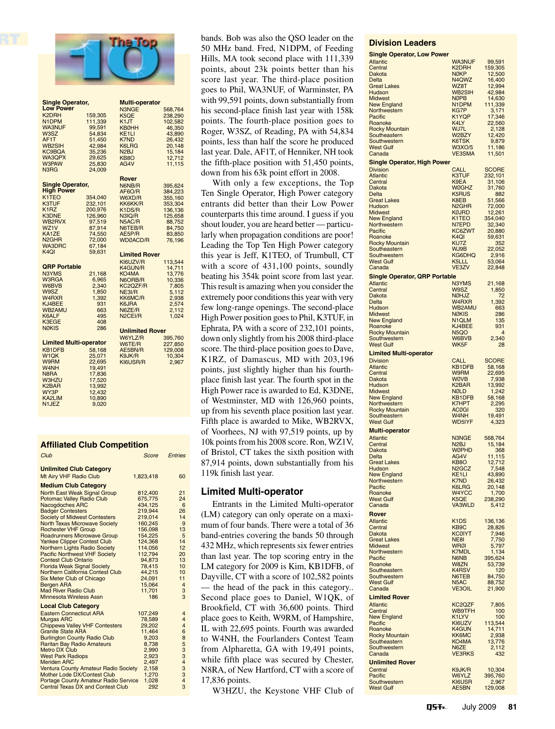## The Top 10

### Single Operator, Low Power

| Call | Score |
|---|---|
| K2DRH | 159,305 |
| N1DPM | 111,339 |
| WA3NUF | 99,591 |
| W3SZ | 54,834 |
| AF1T | 51,450 |
| WB2SIH | 42,984 |
| KC9BQA | 35,236 |
| WA3QPX | 29,625 |
| W3PAW | 25,830 |
| N3RG | 24,009 |

### Single Operator, High Power

| Call | Score |
|---|---|
| K1TEO | 354,040 |
| K3TUF | 232,101 |
| K1RZ | 200,976 |
| K3DNE | 126,960 |
| WB2RVX | 97,519 |
| WZ1V | 87,914 |
| KA1ZE | 74,550 |
| N2GHR | 72,000 |
| WA3DRC | 67,184 |
| K4QI | 59,631 |

### QRP Portable

| Call | Score |
|---|---|
| N3YMS | 21,168 |
| W3RGA | 6,965 |
| W6BVB | 2,340 |
| W9SZ | 1,850 |
| W4RXR | 1,392 |
| KJ4BEE | 931 |
| WB2AMU | 663 |
| K6ALF | 495 |
| K3EGE | 408 |
| NØKIS | 286 |

### Limited Multi-operator

| Call | Score |
|---|---|
| KB1DFB | 58,168 |
| W1QK | 25,071 |
| W9RM | 22,695 |
| W4NH | 19,491 |
| N8RA | 17,836 |
| W3HZU | 17,520 |
| K2BAR | 13,992 |
| WY3P | 12,432 |
| KA2LIM | 10,890 |
| N1JEZ | 9,020 |

### Multi-operator

| Call | Score |
|---|---|
| N3NGE | 568,764 |
| K5QE | 238,290 |
| K1JT | 102,582 |
| KBØHH | 46,350 |
| KE1LI | 43,890 |
| K7ND | 26,432 |
| K6LRG | 20,148 |
| N2BJ | 15,184 |
| KB8O | 12,712 |
| AG4V | 11,115 |

### Rover

| Call | Score |
|---|---|
| N6NB/R | 395,624 |
| AF6O/R | 384,223 |
| W6XD/R | 355,160 |
| KK6KK/R | 353,304 |
| K1DS/R | 136,136 |
| N3IQ/R | 125,658 |
| N5AC/R | 88,752 |
| N6TEB/R | 84,750 |
| AE5P/R | 83,850 |
| WDØACD/R | 76,196 |

### Limited Rover

| Call | Score |
|---|---|
| KI6UZV/R | 113,544 |
| K4GUN/R | 14,711 |
| KO4MA | 13,776 |
| N6ORB/R | 10,336 |
| KC2QZF/R | 7,805 |
| NE3I/R | 5,112 |
| KK6MC/R | 2,938 |
| K6JRA | 2,574 |
| N6ZE/R | 2,112 |
| N2CEI/R | 1,024 |

### Unlimited Rover

| Call | Score |
|---|---|
| W6YLZ/R | 395,760 |
| W6TE/R | 227,850 |
| AE5BN/R | 129,008 |
| K9JK/R | 10,304 |
| KI6USR/R | 2,967 |

## Affiliated Club Competition

| Club | Score | Entries |
|---|---|---|
| **Unlimited Club Category** | | |
| Mt Airy VHF Radio Club | 1,823,418 | 60 |
| **Medium Club Category** | | |
| North East Weak Signal Group | 812,400 | 21 |
| Potomac Valley Radio Club | 675,775 | 24 |
| Nacogdoches ARC | 434,125 | 6 |
| Badger Contesters | 219,944 | 26 |
| Society of Midwest Contesters | 219,014 | 14 |
| North Texas Microwave Society | 160,245 | 9 |
| Rochester VHF Group | 156,098 | 13 |
| Roadrunners Microwave Group | 154,225 | 5 |
| Yankee Clipper Contest Club | 124,368 | 14 |
| Northern Lights Radio Society | 114,056 | 12 |
| Pacific Northwest VHF Society | 112,794 | 20 |
| Contest Club Ontario | 94,873 | 13 |
| Florida Weak Signal Society | 78,415 | 10 |
| Northern California Contest Club | 44,215 | 10 |
| Six Meter Club of Chicago | 24,091 | 11 |
| Bergen ARA | 15,064 | 4 |
| Mad River Radio Club | 11,701 | 3 |
| Minnesota Wireless Assn | 186 | 3 |
| **Local Club Category** | | |
| Eastern Connecticut ARA | 107,249 | 4 |
| Murgas ARC | 78,589 | 4 |
| Chippewa Valley VHF Contesters | 29,202 | 4 |
| Granite State ARA | 11,464 | 6 |
| Burlington County Radio Club | 9,203 | 8 |
| Raritan Bay Radio Amateurs | 8,738 | 5 |
| Metro DX Club | 2,990 | 3 |
| West Park Radiops | 2,923 | 3 |
| Meriden ARC | 2,497 | 4 |
| Ventura County Amateur Radio Society | 2,158 | 3 |
| Mother Lode DX/Contest Club | 1,270 | 3 |
| Portage County Amateur Radio Service | 1,028 | 4 |
| Central Texas DX and Contest Club | 292 | 3 |

bands. Bob was also the QSO leader on the 50 MHz band. Fred, N1DPM, of Feeding Hills, MA took second place with 111,339 points, about 23k points better than his score last year. The third-place position goes to Phil, WA3NUF, of Warminster, PA with 99,591 points, down substantially from his second-place finish last year with 158k points. The fourth-place position goes to Roger, W3SZ, of Reading, PA with 54,834 points, less than half the score he produced last year. Dale, AF1T, of Henniker, NH took the fifth-place position with 51,450 points, down from his 63k point effort in 2008.

With only a few exceptions, the Top Ten Single Operator, High Power category entrants did better than their Low Power counterparts this time around. I guess if you shout louder, you are heard better — particularly when propagation conditions are poor! Leading the Top Ten High Power category this year is Jeff, K1TEO, of Trumbull, CT with a score of 431,100 points, soundly beating his 354k point score from last year. This result is amazing when you consider the extremely poor conditions this year with very few long-range openings. The second-place High Power position goes to Phil, K3TUF, in Ephrata, PA with a score of 232,101 points, down only slightly from his 2008 third-place score. The third-place position goes to Dave, K1RZ, of Damascus, MD with 203,196 points, just slightly higher than his fourth-place finish last year. The fourth spot in the High Power race is awarded to Ed, K3DNE, of Westminster, MD with 126,960 points, up from his seventh position last year. Fifth place is awarded to Mike, WB2RVX, of Voorhees, NJ with 97,519 points, up by 10k points from his 2008 score. Ron, WZ1V, of Bristol, CT takes the sixth position with 87,914 points, down substantially from his 119k finish last year.

## Limited Multi-operator

Entrants in the Limited Multi-operator (LM) category can only operate on a maximum of four bands. There were a total of 36 band-entries covering the bands 50 through 432 MHz, which represents six fewer entries than last year. The top scoring entry in the LM category for 2009 is Kim, KB1DFB, of Dayville, CT with a score of 102,582 points — the head of the pack in this category.. Second place goes to Daniel, W1QK, of Brookfield, CT with 36,600 points. Third place goes to Keith, W9RM, of Hampshire, IL with 22,695 points. Fourth was awarded to W4NH, the Fourlanders Contest Team from Alpharetta, GA with 19,491 points, while fifth place was secured by Chester, N8RA, of New Hartford, CT with a score of 17,836 points.

W3HZU, the Keystone VHF Club of

## Division Leaders

### Single Operator, Low Power

| Division | Call | Score |
|---|---|---|
| Atlantic | WA3NUF | 99,591 |
| Central | K2DRH | 159,305 |
| Dakota | NØKP | 12,500 |
| Delta | N4QWZ | 16,400 |
| Great Lakes | WZ8T | 12,994 |
| Hudson | WB2SIH | 42,984 |
| Midwest | NØPB | 14,630 |
| New England | N1DPM | 111,339 |
| Northwestern | KG7P | 3,171 |
| Pacific | K1YQP | 17,346 |
| Roanoke | K4LY | 22,560 |
| Rocky Mountain | WJ7L | 2,128 |
| Southeastern | W2BZY | 12,420 |
| Southwestern | K6TSK | 9,879 |
| West Gulf | W3XO/5 | 11,186 |
| Canada | VE3SMA | 11,501 |

### Single Operator, High Power

| Division | Call | Score |
|---|---|---|
| Atlantic | K3TUF | 232,101 |
| Central | K9EA | 31,106 |
| Dakota | WØGHZ | 31,760 |
| Delta | K5RUS | 882 |
| Great Lakes | K8EB | 51,566 |
| Hudson | N2GHR | 72,000 |
| Midwest | KØJRD | 12,261 |
| New England | K1TEO | 354,040 |
| Northwestern | N7EPD | 32,340 |
| Pacific | KC6ZWT | 20,880 |
| Roanoke | K4QI | 59,631 |
| Rocky Mountain | KU7Z | 352 |
| Southeastern | WJ9B | 22,052 |
| Southwestern | KG6DHQ | 2,916 |
| West Gulf | K5LLL | 53,064 |
| Canada | VE3ZV | 22,848 |

### Single Operator, QRP Portable

| Division | Call | Score |
|---|---|---|
| Atlantic | N3YMS | 21,168 |
| Central | W9SZ | 1,850 |
| Dakota | NØHJZ | 72 |
| Delta | W4RXR | 1,392 |
| Hudson | WB2AMU | 663 |
| Midwest | NØKIS | 286 |
| New England | N1QLM | 135 |
| Roanoke | KJ4BEE | 931 |
| Rocky Mountain | N5QO | 4 |
| Southwestern | W6BVB | 2,340 |
| West Gulf | WK5F | 28 |

### Limited Multi-operator

| Division | Call | Score |
|---|---|---|
| Atlantic | KB1DFB | 58,168 |
| Central | W9RM | 22,695 |
| Dakota | WØVB | 7,938 |
| Hudson | K2BAR | 13,992 |
| Midwest | NØLD | 1,242 |
| New England | KB1DFB | 58,168 |
| Northwestern | K7HPT | 2,295 |
| Rocky Mountain | ACØGI | 320 |
| Southeastern | W4NH | 19,491 |
| West Gulf | WD5IYF | 4,323 |

### Multi-operator

| Division | Call | Score |
|---|---|---|
| Atlantic | N3NGE | 568,764 |
| Central | N2BJ | 15,184 |
| Dakota | WØPHD | 368 |
| Delta | AG4V | 11,115 |
| Great Lakes | KB8O | 12,712 |
| Hudson | N2GCZ | 7,548 |
| New England | KE1LI | 43,890 |
| Northwestern | K7ND | 26,432 |
| Pacific | K6LRG | 20,148 |
| Roanoke | W4YCC | 1,700 |
| West Gulf | K5QE | 238,290 |
| Canada | VA3WLD | 5,412 |

### Rover

| Division | Call | Score |
|---|---|---|
| Atlantic | K1DS | 136,136 |
| Central | KB9C | 28,826 |
| Dakota | KCØIYT | 7,946 |
| Great Lakes | NE8I | 7,750 |
| Midwest | WRØI | 5,797 |
| Northwestern | K7MDL | 1,134 |
| Pacific | N6NB | 395,624 |
| Roanoke | W8ZN | 53,739 |
| Southeastern | K4RSV | 120 |
| Southwestern | N6TEB | 84,750 |
| West Gulf | N5AC | 88,752 |
| Canada | VE3OIL | 21,900 |

### Limited Rover

| Division | Call | Score |
|---|---|---|
| Atlantic | KC2QZF | 7,805 |
| Central | WB9TFH | 100 |
| New England | K1LYV | 100 |
| Pacific | KI6UZV | 113,544 |
| Roanoke | K4GUN | 14,711 |
| Rocky Mountain | KK6MC | 2,938 |
| Southeastern | KO4MA | 13,776 |
| Southwestern | N6ZE | 2,112 |
| Canada | VE3RKS | 432 |

### Unlimited Rover

| Division | Call | Score |
|---|---|---|
| Central | K9JK/R | 10,304 |
| Pacific | W6YLZ | 395,760 |
| Southwestern | KI6USR | 2,967 |
| West Gulf | AE5BN | 129,008 |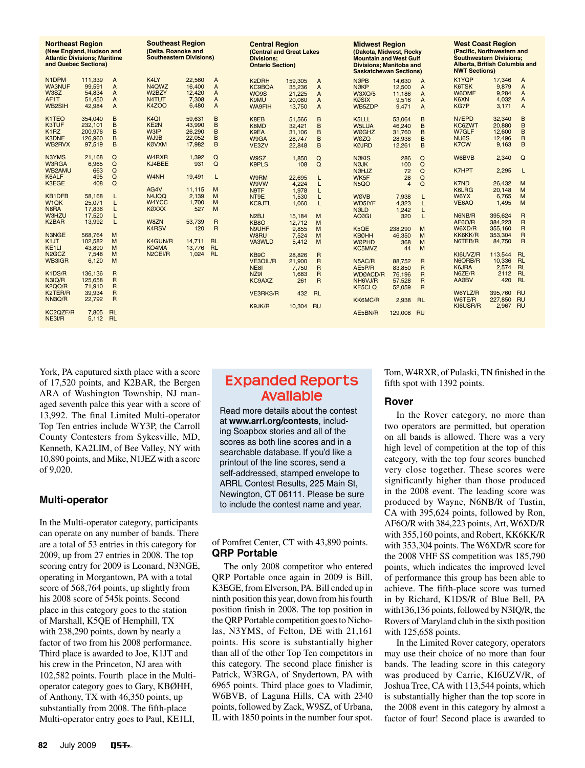**Northeast Region**
**(New England, Hudson and Atlantic Divisions; Maritime and Quebec Sections)**

| Call | Score | Class |
|---|---|---|
| N1DPM | 111,339 | A |
| WA3NUF | 99,591 | A |
| W3SZ | 54,834 | A |
| AF1T | 51,450 | A |
| WB2SIH | 42,984 | A |
| K1TEO | 354,040 | B |
| K3TUF | 232,101 | B |
| K1RZ | 200,976 | B |
| K3DNE | 126,960 | B |
| WB2RVX | 97,519 | B |
| N3YMS | 21,168 | Q |
| W3RGA | 6,965 | Q |
| WB2AMU | 663 | Q |
| K6ALF | 495 | Q |
| K3EGE | 408 | Q |
| KB1DFB | 58,168 | L |
| W1QK | 25,071 | L |
| N8RA | 17,836 | L |
| W3HZU | 17,520 | L |
| K2BAR | 13,992 | L |
| N3NGE | 568,764 | M |
| K1JT | 102,582 | M |
| KE1LI | 43,890 | M |
| N2GCZ | 7,548 | M |
| WB3IGR | 6,120 | M |
| K1DS/R | 136,136 | R |
| N3IQ/R | 125,658 | R |
| K2QO/R | 71,910 | R |
| K2TER/R | 39,934 | R |
| NN3Q/R | 22,792 | R |
| KC2QZF/R | 7,805 | RL |
| NE3I/R | 5,112 | RL |

**Southeast Region**
**(Delta, Roanoke and Southeastern Divisions)**

| Call | Score | Class |
|---|---|---|
| K4LY | 22,560 | A |
| N4QWZ | 16,400 | A |
| W2BZY | 12,420 | A |
| N4TUT | 7,308 | A |
| K4ZOO | 6,480 | A |
| K4QI | 59,631 | B |
| KE2N | 43,990 | B |
| W3IP | 26,290 | B |
| WJ9B | 22,052 | B |
| KØVXM | 17,982 | B |
| W4RXR | 1,392 | Q |
| KJ4BEE | 931 | Q |
| W4NH | 19,491 | L |
| AG4V | 11,115 | M |
| N4JQQ | 2,139 | M |
| W4YCC | 1,700 | M |
| KØXXX | 527 | M |
| W8ZN | 53,739 | R |
| K4RSV | 120 | R |
| K4GUN/R | 14,711 | RL |
| KO4MA | 13,776 | RL |
| N2CEI/R | 1,024 | RL |

**Central Region**
**(Central and Great Lakes Divisions; Ontario Section)**

| Call | Score | Class |
|---|---|---|
| K2DRH | 159,305 | A |
| KC9BQA | 35,236 | A |
| WO9S | 21,225 | A |
| K9MU | 20,080 | A |
| WA9FIH | 13,750 | A |
| K8EB | 51,566 | B |
| K8MD | 32,421 | B |
| K9EA | 31,106 | B |
| W9GA | 28,747 | B |
| VE3ZV | 22,848 | B |
| W9SZ | 1,850 | Q |
| K9PLS | 108 | Q |
| W9RM | 22,695 | L |
| W9VW | 4,224 | L |
| N9TF | 1,978 | L |
| NT9E | 1,530 | L |
| KC9JTL | 1,060 | L |
| N2BJ | 15,184 | M |
| KB8O | 12,712 | M |
| N9UHF | 9,855 | M |
| W8RU | 7,524 | M |
| VA3WLD | 5,412 | M |
| KB9C | 28,826 | R |
| VE3OIL/R | 21,900 | R |
| NE8I | 7,750 | R |
| NZ9I | 1,683 | R |
| KC9AXZ | 261 | R |
| VE3RKS/R | 432 | RL |
| K9JK/R | 10,304 | RU |

**Midwest Region**
**(Dakota, Midwest, Rocky Mountain and West Gulf Divisions; Manitoba and Saskatchewan Sections)**

| Call | Score | Class |
|---|---|---|
| NØPB | 14,630 | A |
| NØKP | 12,500 | A |
| W3XO/5 | 11,186 | A |
| KØSIX | 9,516 | A |
| WB5ZDP | 9,471 | A |
| K5LLL | 53,064 | B |
| W5LUA | 46,240 | B |
| WØGHZ | 31,760 | B |
| WØZQ | 28,938 | B |
| KØJRD | 12,261 | B |
| NØKIS | 286 | Q |
| NØJK | 100 | Q |
| NØHJZ | 72 | Q |
| WK5F | 28 | Q |
| N5QO | 4 | Q |
| WØVB | 7,938 | L |
| WD5IYF | 4,323 | L |
| NØLD | 1,242 | L |
| ACØGI | 320 | L |
| K5QE | 238,290 | M |
| KBØHH | 46,350 | M |
| WØPHD | 368 | M |
| KC5MVZ | 44 | M |
| N5AC/R | 88,752 | R |
| AE5P/R | 83,850 | R |
| WDØACD/R | 76,196 | R |
| NH6VJ/R | 57,528 | R |
| KE5CLQ | 52,059 | R |
| KK6MC/R | 2,938 | RL |
| AE5BN/R | 129,008 | RU |

**West Coast Region**
**(Pacific, Northwestern and Southwestern Divisions; Alberta, British Columbia and NWT Sections)**

| Call | Score | Class |
|---|---|---|
| K1YQP | 17,346 | A |
| K6TSK | 9,879 | A |
| W6OMF | 9,284 | A |
| K6XN | 4,032 | A |
| KG7P | 3,171 | A |
| N7EPD | 32,340 | B |
| KC6ZWT | 20,880 | B |
| W7GLF | 12,600 | B |
| NU6S | 12,496 | B |
| K7CW | 9,163 | B |
| W6BVB | 2,340 | Q |
| K7HPT | 2,295 | L |
| K7ND | 26,432 | M |
| K6LRG | 20,148 | M |
| W6YX | 6,765 | M |
| VE6AO | 1,495 | M |
| N6NB/R | 395,624 | R |
| AF6O/R | 384,223 | R |
| W6XD/R | 355,160 | R |
| KK6KK/R | 353,304 | R |
| N6TEB/R | 84,750 | R |
| KI6UVZ/R | 113.544 | RL |
| N6ORB/R | 10,336 | RL |
| K6JRA | 2,574 | RL |
| N6ZE/R | 2112 | RL |
| AAØBV | 420 | RL |
| W6YLZ/R | 395,760 | RU |
| W6TE/R | 227,850 | RU |
| KI6USR/R | 2,967 | RU |

York, PA caputured sixth place with a score of 17,520 points, and K2BAR, the Bergen ARA of Washington Township, NJ managed seventh palce this year with a score of 13,992. The final Limited Multi-operator Top Ten entries include WY3P, the Carroll County Contesters from Sykesville, MD, Kenneth, KA2LIM, of Bee Valley, NY with 10,890 points, and Mike, N1JEZ with a score of 9,020.

## Multi-operator

In the Multi-operator category, participants can operate on any number of bands. There are a total of 53 entries in this category for 2009, up from 27 entries in 2008. The top scoring entry for 2009 is Leonard, N3NGE, operating in Morgantown, PA with a total score of 568,764 points, up slightly from his 2008 score of 545k points. Second place in this category goes to the station of Marshall, K5QE of Hemphill, TX with 238,290 points, down by nearly a factor of two from his 2008 performance. Third place is awarded to Joe, K1JT and his crew in the Princeton, NJ area with 102,582 points. Fourth place in the Multi-operator category goes to Gary, KBØHH, of Anthony, TX with 46,350 points, up substantially from 2008. The fifth-place Multi-operator entry goes to Paul, KE1LI, of Pomfret Center, CT with 43,890 points.

> **Expanded Reports Available**
>
> Read more details about the contest at **www.arrl.org/contests**, including Soapbox stories and all of the scores as both line scores and in a searchable database. If you'd like a printout of the line scores, send a self-addressed, stamped envelope to ARRL Contest Results, 225 Main St, Newington, CT 06111. Please be sure to include the contest name and year.

## QRP Portable

The only 2008 competitor who entered QRP Portable once again in 2009 is Bill, K3EGE, from Elverson, PA. Bill ended up in ninth position this year, down from his fourth position finish in 2008. The top position in the QRP Portable competition goes to Nicholas, N3YMS, of Felton, DE with 21,161 points. His score is substantially higher than all of the other Top Ten competitors in this category. The second place finisher is Patrick, W3RGA, of Snydertown, PA with 6965 points. Third place goes to Vladimir, W6BVB, of Laguna Hills, CA with 2340 points, followed by Zack, W9SZ, of Urbana, IL with 1850 points in the number four spot. Tom, W4RXR, of Pulaski, TN finished in the fifth spot with 1392 points.

## Rover

In the Rover category, no more than two operators are permitted, but operation on all bands is allowed. There was a very high level of competition at the top of this category, with the top four scores bunched very close together. These scores were significantly higher than those produced in the 2008 event. The leading score was produced by Wayne, N6NB/R of Tustin, CA with 395,624 points, followed by Ron, AF6O/R with 384,223 points, Art, W6XD/R with 355,160 points, and Robert, KK6KK/R with 353,304 points. The W6XD/R score for the 2008 VHF SS competition was 185,790 points, which indicates the improved level of performance this group has been able to achieve. The fifth-place score was turned in by Richard, K1DS/R of Blue Bell, PA with136,136 points, followed by N3IQ/R, the Rovers of Maryland club in the sixth position with 125,658 points.

In the Limited Rover category, operators may use their choice of no more than four bands. The leading score in this category was produced by Carrie, KI6UZV/R, of Joshua Tree, CA with 113,544 points, which is substantially higher than the top score in the 2008 event in this category by almost a factor of four! Second place is awarded to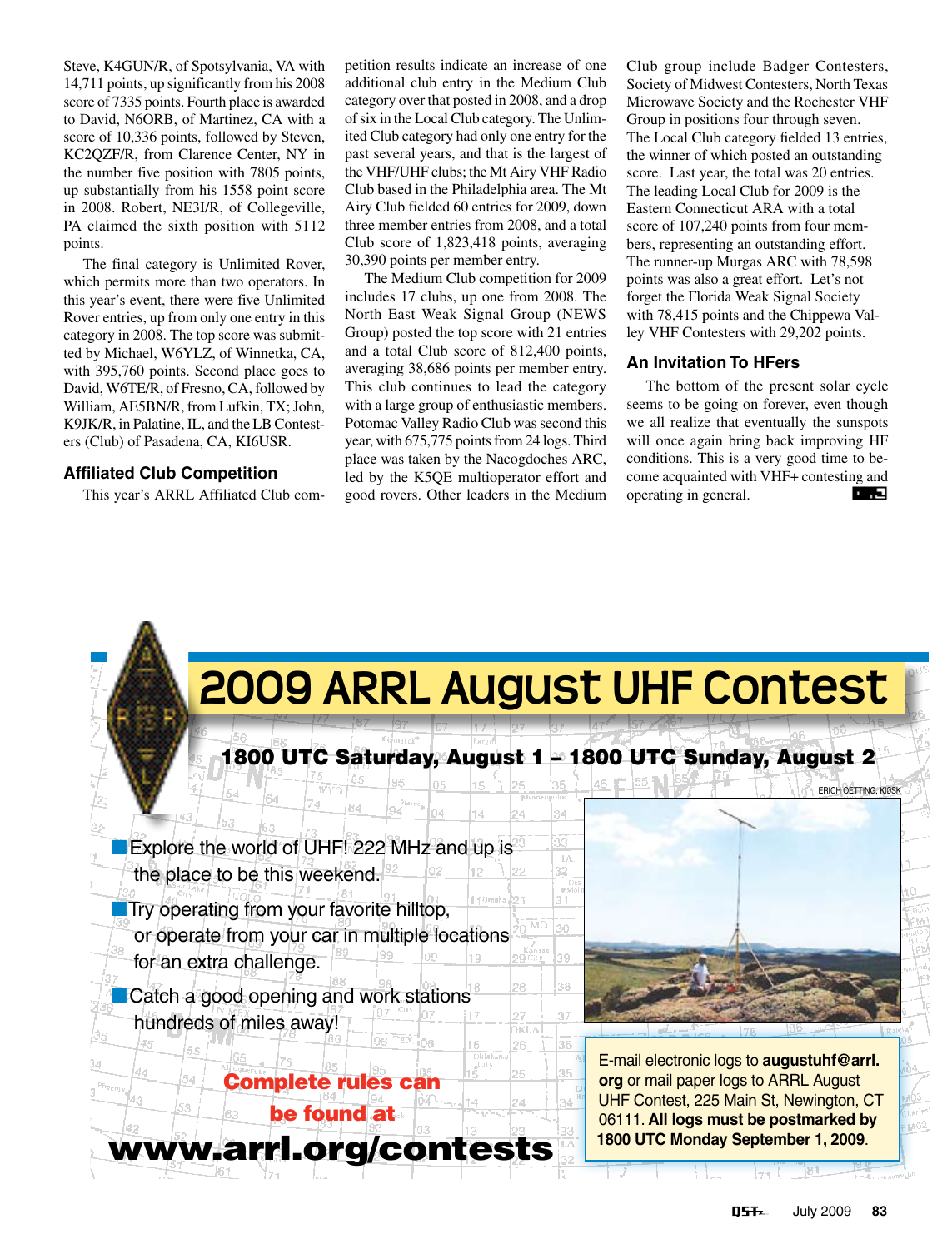Steve, K4GUN/R, of Spotsylvania, VA with 14,711 points, up significantly from his 2008 score of 7335 points. Fourth place is awarded to David, N6ORB, of Martinez, CA with a score of 10,336 points, followed by Steven, KC2QZF/R, from Clarence Center, NY in the number five position with 7805 points, up substantially from his 1558 point score in 2008. Robert, NE3I/R, of Collegeville, PA claimed the sixth position with 5112 points.

The final category is Unlimited Rover, which permits more than two operators. In this year's event, there were five Unlimited Rover entries, up from only one entry in this category in 2008. The top score was submitted by Michael, W6YLZ, of Winnetka, CA, with 395,760 points. Second place goes to David, W6TE/R, of Fresno, CA, followed by William, AE5BN/R, from Lufkin, TX; John, K9JK/R, in Palatine, IL, and the LB Contesters (Club) of Pasadena, CA, KI6USR.

### Affiliated Club Competition

This year's ARRL Affiliated Club competition results indicate an increase of one additional club entry in the Medium Club category over that posted in 2008, and a drop of six in the Local Club category. The Unlimited Club category had only one entry for the past several years, and that is the largest of the VHF/UHF clubs; the Mt Airy VHF Radio Club based in the Philadelphia area. The Mt Airy Club fielded 60 entries for 2009, down three member entries from 2008, and a total Club score of 1,823,418 points, averaging 30,390 points per member entry.

The Medium Club competition for 2009 includes 17 clubs, up one from 2008. The North East Weak Signal Group (NEWS Group) posted the top score with 21 entries and a total Club score of 812,400 points, averaging 38,686 points per member entry. This club continues to lead the category with a large group of enthusiastic members. Potomac Valley Radio Club was second this year, with 675,775 points from 24 logs. Third place was taken by the Nacogdoches ARC, led by the K5QE multioperator effort and good rovers. Other leaders in the Medium Club group include Badger Contesters, Society of Midwest Contesters, North Texas Microwave Society and the Rochester VHF Group in positions four through seven. The Local Club category fielded 13 entries, the winner of which posted an outstanding score. Last year, the total was 20 entries. The leading Local Club for 2009 is the Eastern Connecticut ARA with a total score of 107,240 points from four members, representing an outstanding effort. The runner-up Murgas ARC with 78,598 points was also a great effort. Let's not forget the Florida Weak Signal Society with 78,415 points and the Chippewa Valley VHF Contesters with 29,202 points.

### An Invitation To HFers

The bottom of the present solar cycle seems to be going on forever, even though we all realize that eventually the sunspots will once again bring back improving HF conditions. This is a very good time to become acquainted with VHF+ contesting and operating in general.

## 2009 ARRL August UHF Contest

**1800 UTC Saturday, August 1 – 1800 UTC Sunday, August 2**

- Explore the world of UHF! 222 MHz and up is the place to be this weekend.
- Try operating from your favorite hilltop, or operate from your car in multiple locations for an extra challenge.
- Catch a good opening and work stations hundreds of miles away!

**Complete rules can be found at**

**www.arrl.org/contests**

ERICH OETTING, KI0SK

E-mail electronic logs to **augustuhf@arrl.org** or mail paper logs to ARRL August UHF Contest, 225 Main St, Newington, CT 06111. **All logs must be postmarked by 1800 UTC Monday September 1, 2009**.